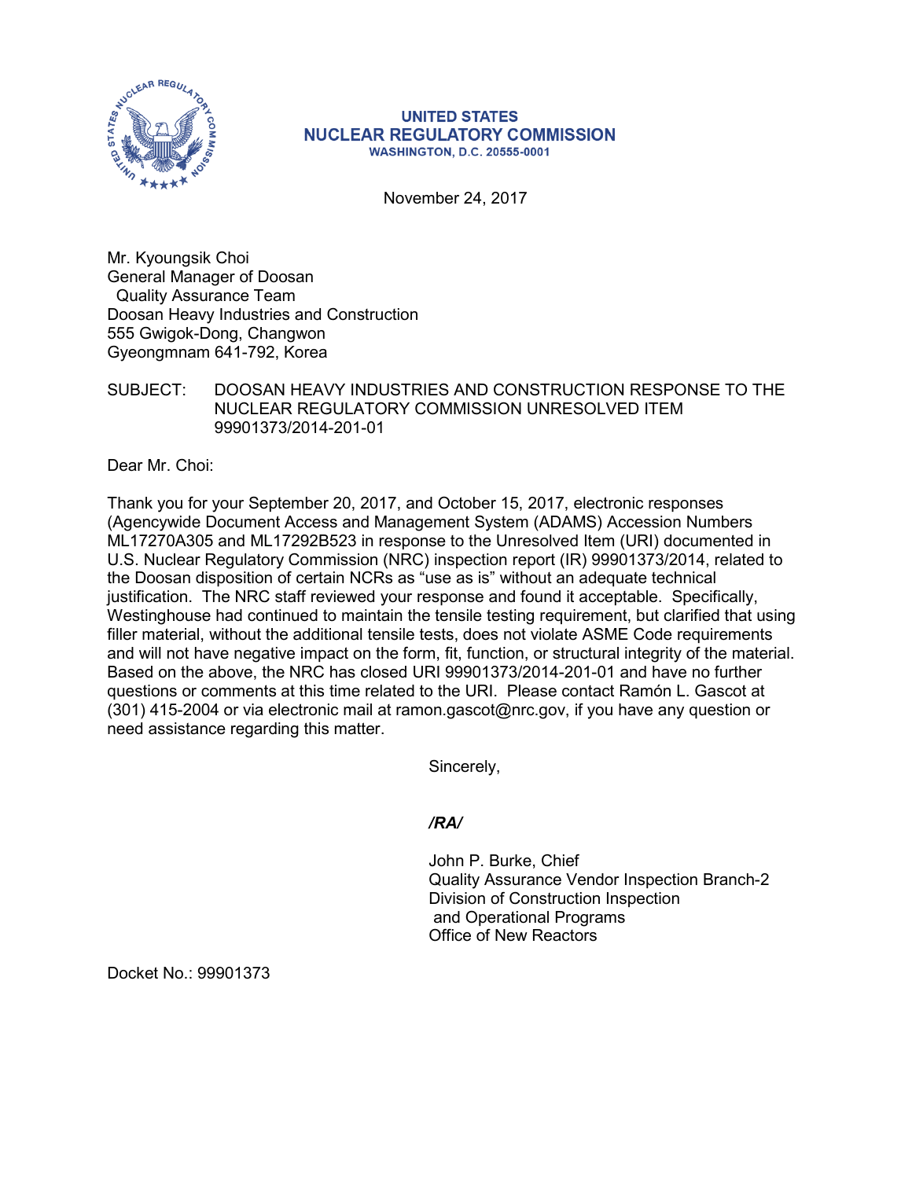**UNITED STATES**
**NUCLEAR REGULATORY COMMISSION**
**WASHINGTON, D.C. 20555-0001**

November 24, 2017

Mr. Kyoungsik Choi
General Manager of Doosan
Quality Assurance Team
Doosan Heavy Industries and Construction
555 Gwigok-Dong, Changwon
Gyeongmnam 641-792, Korea

SUBJECT: DOOSAN HEAVY INDUSTRIES AND CONSTRUCTION RESPONSE TO THE NUCLEAR REGULATORY COMMISSION UNRESOLVED ITEM 99901373/2014-201-01

Dear Mr. Choi:

Thank you for your September 20, 2017, and October 15, 2017, electronic responses (Agencywide Document Access and Management System (ADAMS) Accession Numbers ML17270A305 and ML17292B523 in response to the Unresolved Item (URI) documented in U.S. Nuclear Regulatory Commission (NRC) inspection report (IR) 99901373/2014, related to the Doosan disposition of certain NCRs as "use as is" without an adequate technical justification. The NRC staff reviewed your response and found it acceptable. Specifically, Westinghouse had continued to maintain the tensile testing requirement, but clarified that using filler material, without the additional tensile tests, does not violate ASME Code requirements and will not have negative impact on the form, fit, function, or structural integrity of the material. Based on the above, the NRC has closed URI 99901373/2014-201-01 and have no further questions or comments at this time related to the URI. Please contact Ramón L. Gascot at (301) 415-2004 or via electronic mail at ramon.gascot@nrc.gov, if you have any question or need assistance regarding this matter.

Sincerely,

***/RA/***

John P. Burke, Chief
Quality Assurance Vendor Inspection Branch-2
Division of Construction Inspection
and Operational Programs
Office of New Reactors

Docket No.: 99901373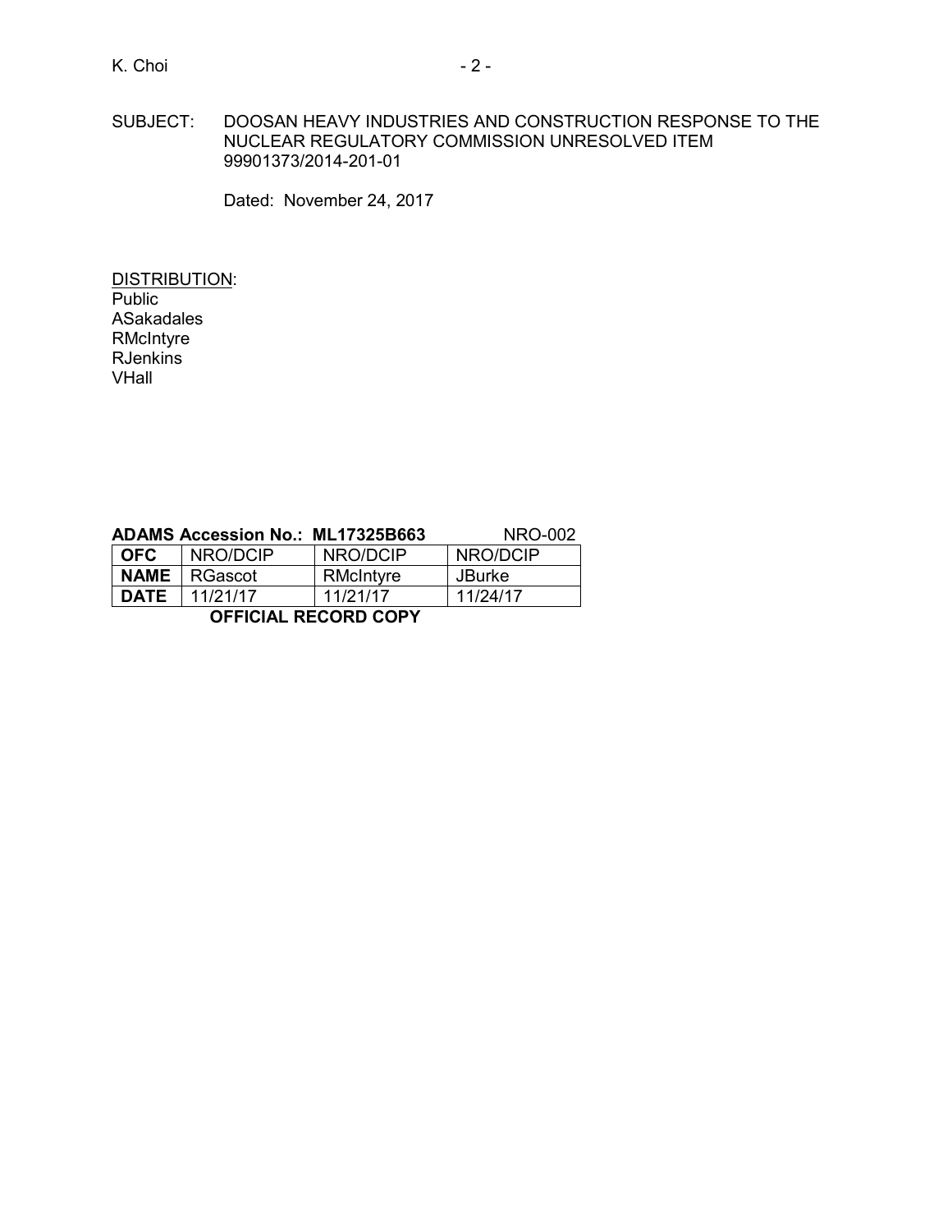SUBJECT: DOOSAN HEAVY INDUSTRIES AND CONSTRUCTION RESPONSE TO THE NUCLEAR REGULATORY COMMISSION UNRESOLVED ITEM 99901373/2014-201-01

Dated: November 24, 2017

DISTRIBUTION:
Public
ASakadales
RMcIntyre
RJenkins
VHall

**ADAMS Accession No.: ML17325B663** NRO-002

| **OFC** | NRO/DCIP | NRO/DCIP | NRO/DCIP |
|---|---|---|---|
| **NAME** | RGascot | RMcIntyre | JBurke |
| **DATE** | 11/21/17 | 11/21/17 | 11/24/17 |

**OFFICIAL RECORD COPY**